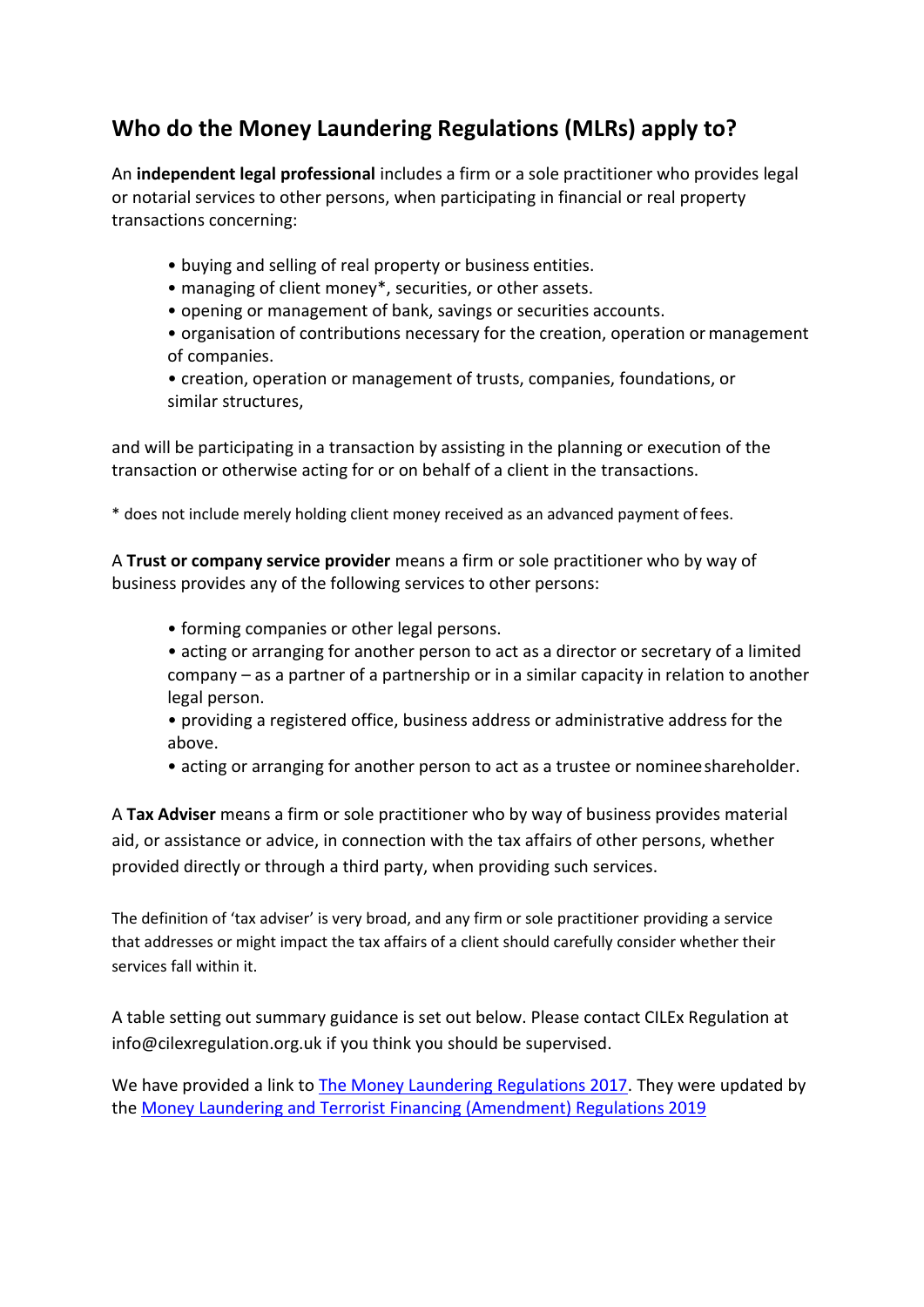## Who do the Money Laundering Regulations (MLRs) apply to?

An **independent legal professional** includes a firm or a sole practitioner who provides legal or notarial services to other persons, when participating in financial or real property transactions concerning:

- buying and selling of real property or business entities.
- managing of client money*, securities, or other assets.
- opening or management of bank, savings or securities accounts.
- organisation of contributions necessary for the creation, operation or management of companies.
- creation, operation or management of trusts, companies, foundations, or similar structures,

and will be participating in a transaction by assisting in the planning or execution of the transaction or otherwise acting for or on behalf of a client in the transactions.

\* does not include merely holding client money received as an advanced payment of fees.

A **Trust or company service provider** means a firm or sole practitioner who by way of business provides any of the following services to other persons:

- forming companies or other legal persons.
- acting or arranging for another person to act as a director or secretary of a limited company – as a partner of a partnership or in a similar capacity in relation to another legal person.
- providing a registered office, business address or administrative address for the above.
- acting or arranging for another person to act as a trustee or nominee shareholder.

A **Tax Adviser** means a firm or sole practitioner who by way of business provides material aid, or assistance or advice, in connection with the tax affairs of other persons, whether provided directly or through a third party, when providing such services.

The definition of 'tax adviser' is very broad, and any firm or sole practitioner providing a service that addresses or might impact the tax affairs of a client should carefully consider whether their services fall within it.

A table setting out summary guidance is set out below. Please contact CILEx Regulation at info@cilexregulation.org.uk if you think you should be supervised.

We have provided a link to [The Money Laundering Regulations 2017](). They were updated by the [Money Laundering and Terrorist Financing (Amendment) Regulations 2019]()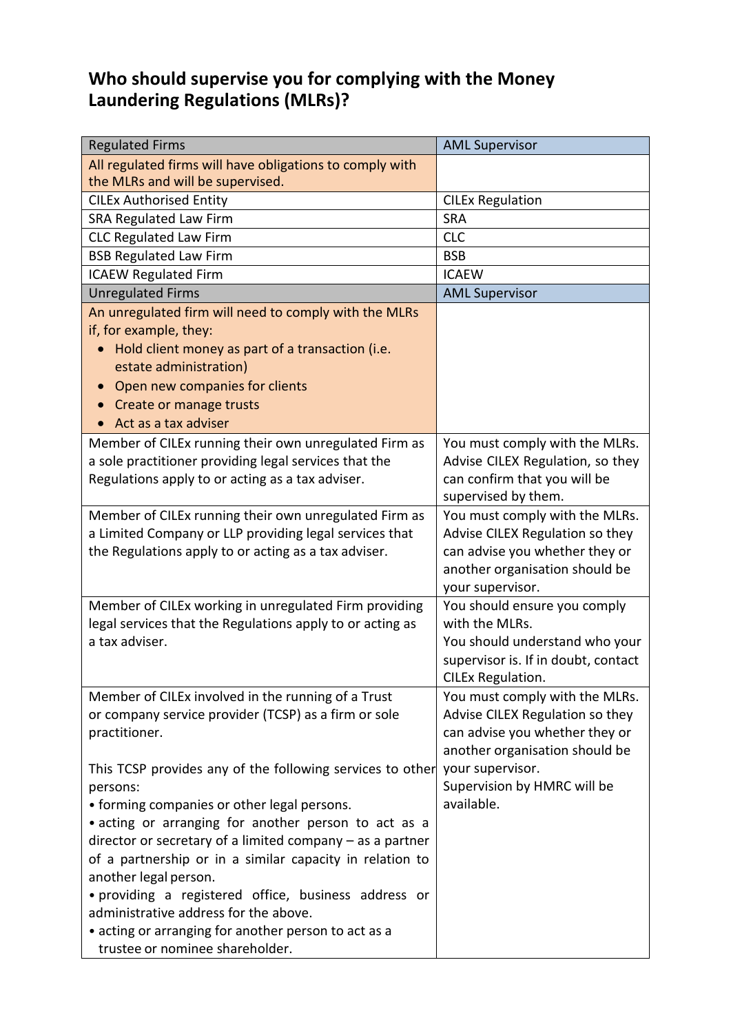## Who should supervise you for complying with the Money Laundering Regulations (MLRs)?

| Regulated Firms | AML Supervisor |
|---|---|
| All regulated firms will have obligations to comply with the MLRs and will be supervised. | |
| CILEx Authorised Entity | CILEx Regulation |
| SRA Regulated Law Firm | SRA |
| CLC Regulated Law Firm | CLC |
| BSB Regulated Law Firm | BSB |
| ICAEW Regulated Firm | ICAEW |
| **Unregulated Firms** | **AML Supervisor** |
| An unregulated firm will need to comply with the MLRs if, for example, they:<br>• Hold client money as part of a transaction (i.e. estate administration)<br>• Open new companies for clients<br>• Create or manage trusts<br>• Act as a tax adviser | |
| Member of CILEx running their own unregulated Firm as a sole practitioner providing legal services that the Regulations apply to or acting as a tax adviser. | You must comply with the MLRs. Advise CILEX Regulation, so they can confirm that you will be supervised by them. |
| Member of CILEx running their own unregulated Firm as a Limited Company or LLP providing legal services that the Regulations apply to or acting as a tax adviser. | You must comply with the MLRs. Advise CILEX Regulation so they can advise you whether they or another organisation should be your supervisor. |
| Member of CILEx working in unregulated Firm providing legal services that the Regulations apply to or acting as a tax adviser. | You should ensure you comply with the MLRs.<br>You should understand who your supervisor is. If in doubt, contact CILEx Regulation. |
| Member of CILEx involved in the running of a Trust or company service provider (TCSP) as a firm or sole practitioner.<br><br>This TCSP provides any of the following services to other persons:<br>• forming companies or other legal persons.<br>• acting or arranging for another person to act as a director or secretary of a limited company – as a partner of a partnership or in a similar capacity in relation to another legal person.<br>• providing a registered office, business address or administrative address for the above.<br>• acting or arranging for another person to act as a trustee or nominee shareholder. | You must comply with the MLRs. Advise CILEX Regulation so they can advise you whether they or another organisation should be your supervisor.<br>Supervision by HMRC will be available. |